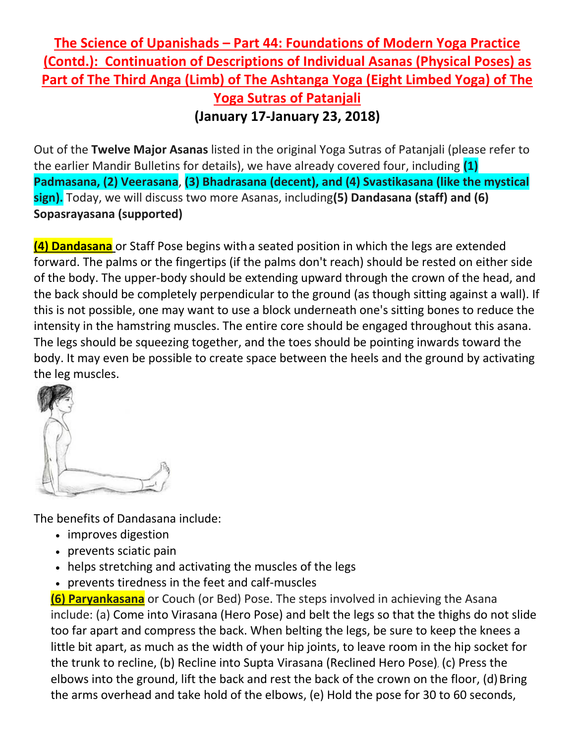# The Science of Upanishads – Part 44: Foundations of Modern Yoga Practice (Contd.): Continuation of Descriptions of Individual Asanas (Physical Poses) as Part of The Third Anga (Limb) of The Ashtanga Yoga (Eight Limbed Yoga) of The Yoga Sutras of Patanjali

**(January 17-January 23, 2018)**

Out of the **Twelve Major Asanas** listed in the original Yoga Sutras of Patanjali (please refer to the earlier Mandir Bulletins for details), we have already covered four, including **(1) Padmasana, (2) Veerasana**, **(3) Bhadrasana (decent), and (4) Svastikasana (like the mystical sign).** Today, we will discuss two more Asanas, including**(5) Dandasana (staff) and (6) Sopasrayasana (supported)**

**(4) Dandasana** or Staff Pose begins with a seated position in which the legs are extended forward. The palms or the fingertips (if the palms don't reach) should be rested on either side of the body. The upper-body should be extending upward through the crown of the head, and the back should be completely perpendicular to the ground (as though sitting against a wall). If this is not possible, one may want to use a block underneath one's sitting bones to reduce the intensity in the hamstring muscles. The entire core should be engaged throughout this asana. The legs should be squeezing together, and the toes should be pointing inwards toward the body. It may even be possible to create space between the heels and the ground by activating the leg muscles.

The benefits of Dandasana include:

- improves digestion
- prevents sciatic pain
- helps stretching and activating the muscles of the legs
- prevents tiredness in the feet and calf-muscles

**(6) Paryankasana** or Couch (or Bed) Pose. The steps involved in achieving the Asana include: (a) Come into Virasana (Hero Pose) and belt the legs so that the thighs do not slide too far apart and compress the back. When belting the legs, be sure to keep the knees a little bit apart, as much as the width of your hip joints, to leave room in the hip socket for the trunk to recline, (b) Recline into Supta Virasana (Reclined Hero Pose), (c) Press the elbows into the ground, lift the back and rest the back of the crown on the floor, (d) Bring the arms overhead and take hold of the elbows, (e) Hold the pose for 30 to 60 seconds,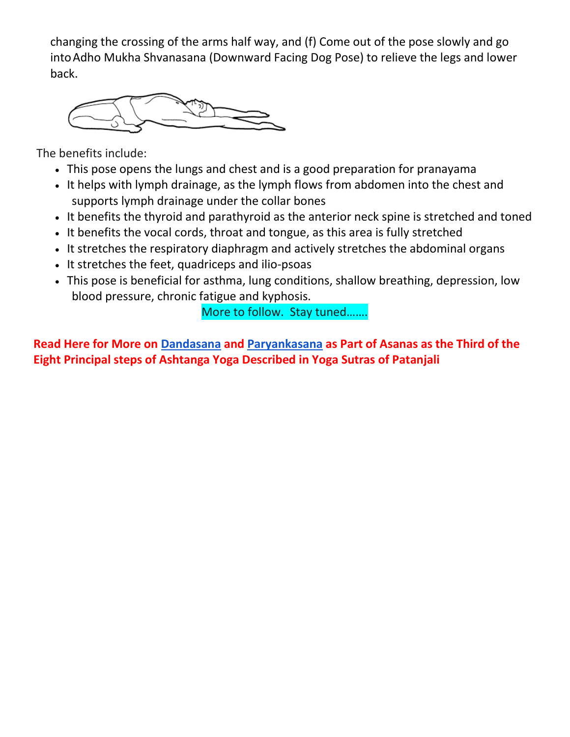changing the crossing of the arms half way, and (f) Come out of the pose slowly and go into Adho Mukha Shvanasana (Downward Facing Dog Pose) to relieve the legs and lower back.

The benefits include:

- This pose opens the lungs and chest and is a good preparation for pranayama
- It helps with lymph drainage, as the lymph flows from abdomen into the chest and supports lymph drainage under the collar bones
- It benefits the thyroid and parathyroid as the anterior neck spine is stretched and toned
- It benefits the vocal cords, throat and tongue, as this area is fully stretched
- It stretches the respiratory diaphragm and actively stretches the abdominal organs
- It stretches the feet, quadriceps and ilio-psoas
- This pose is beneficial for asthma, lung conditions, shallow breathing, depression, low blood pressure, chronic fatigue and kyphosis.

More to follow. Stay tuned…….

**Read Here for More on Dandasana and Paryankasana as Part of Asanas as the Third of the Eight Principal steps of Ashtanga Yoga Described in Yoga Sutras of Patanjali**